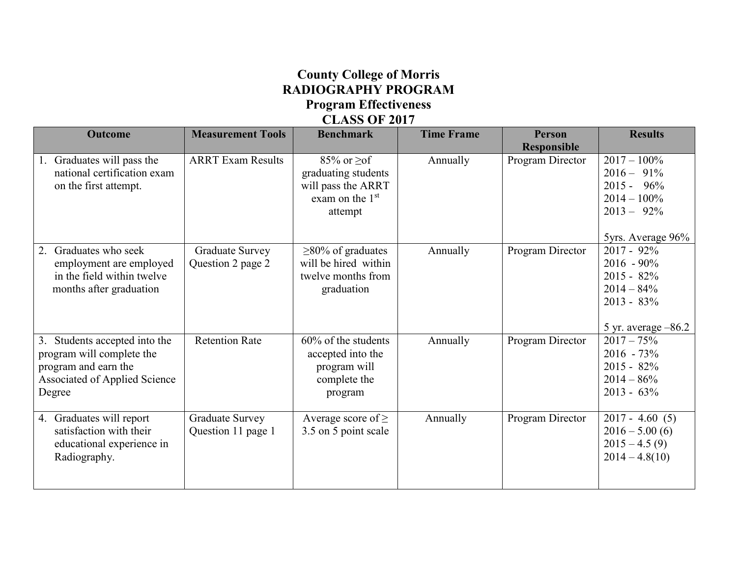# County College of Morris
# RADIOGRAPHY PROGRAM
## Program Effectiveness
## CLASS OF 2017

| Outcome | Measurement Tools | Benchmark | Time Frame | Person Responsible | Results |
|---|---|---|---|---|---|
| 1. Graduates will pass the national certification exam on the first attempt. | ARRT Exam Results | 85% or ≥of graduating students will pass the ARRT exam on the 1st attempt | Annually | Program Director | 2017 – 100%<br>2016 – 91%<br>2015 - 96%<br>2014 – 100%<br>2013 – 92%<br><br>5yrs. Average 96% |
| 2. Graduates who seek employment are employed in the field within twelve months after graduation | Graduate Survey Question 2 page 2 | ≥80% of graduates will be hired within twelve months from graduation | Annually | Program Director | 2017 - 92%<br>2016 - 90%<br>2015 - 82%<br>2014 – 84%<br>2013 - 83%<br><br>5 yr. average –86.2 |
| 3. Students accepted into the program will complete the program and earn the Associated of Applied Science Degree | Retention Rate | 60% of the students accepted into the program will complete the program | Annually | Program Director | 2017 – 75%<br>2016 - 73%<br>2015 - 82%<br>2014 – 86%<br>2013 - 63% |
| 4. Graduates will report satisfaction with their educational experience in Radiography. | Graduate Survey Question 11 page 1 | Average score of ≥ 3.5 on 5 point scale | Annually | Program Director | 2017 - 4.60 (5)<br>2016 – 5.00 (6)<br>2015 – 4.5 (9)<br>2014 – 4.8(10) |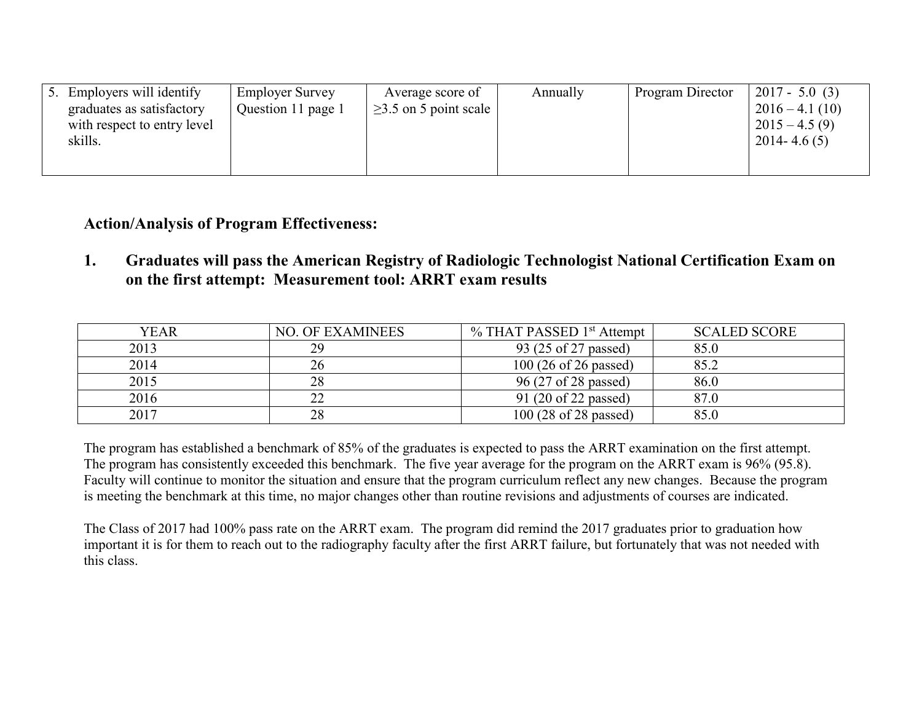| 5. Employers will identify graduates as satisfactory with respect to entry level skills. | Employer Survey Question 11 page 1 | Average score of ≥3.5 on 5 point scale | Annually | Program Director | 2017 - 5.0 (3)<br>2016 – 4.1 (10)<br>2015 – 4.5 (9)<br>2014- 4.6 (5) |
|---|---|---|---|---|---|

## Action/Analysis of Program Effectiveness:

### 1. Graduates will pass the American Registry of Radiologic Technologist National Certification Exam on on the first attempt: Measurement tool: ARRT exam results

| YEAR | NO. OF EXAMINEES | % THAT PASSED 1st Attempt | SCALED SCORE |
|---|---|---|---|
| 2013 | 29 | 93 (25 of 27 passed) | 85.0 |
| 2014 | 26 | 100 (26 of 26 passed) | 85.2 |
| 2015 | 28 | 96 (27 of 28 passed) | 86.0 |
| 2016 | 22 | 91 (20 of 22 passed) | 87.0 |
| 2017 | 28 | 100 (28 of 28 passed) | 85.0 |

The program has established a benchmark of 85% of the graduates is expected to pass the ARRT examination on the first attempt. The program has consistently exceeded this benchmark. The five year average for the program on the ARRT exam is 96% (95.8). Faculty will continue to monitor the situation and ensure that the program curriculum reflect any new changes. Because the program is meeting the benchmark at this time, no major changes other than routine revisions and adjustments of courses are indicated.

The Class of 2017 had 100% pass rate on the ARRT exam. The program did remind the 2017 graduates prior to graduation how important it is for them to reach out to the radiography faculty after the first ARRT failure, but fortunately that was not needed with this class.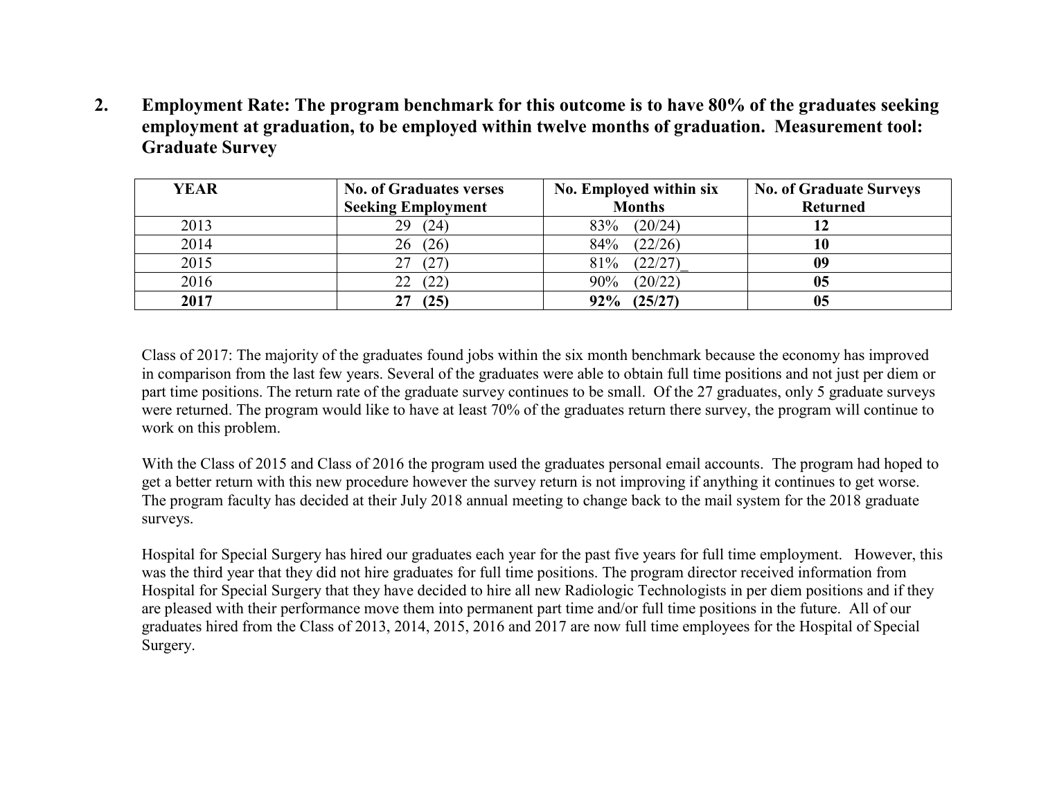**2. Employment Rate: The program benchmark for this outcome is to have 80% of the graduates seeking employment at graduation, to be employed within twelve months of graduation. Measurement tool: Graduate Survey**

| YEAR | No. of Graduates verses Seeking Employment | No. Employed within six Months | No. of Graduate Surveys Returned |
|---|---|---|---|
| 2013 | 29 (24) | 83% (20/24) | **12** |
| 2014 | 26 (26) | 84% (22/26) | **10** |
| 2015 | 27 (27) | 81% (22/27)_ | **09** |
| 2016 | 22 (22) | 90% (20/22) | **05** |
| **2017** | **27 (25)** | **92% (25/27)** | **05** |

Class of 2017: The majority of the graduates found jobs within the six month benchmark because the economy has improved in comparison from the last few years. Several of the graduates were able to obtain full time positions and not just per diem or part time positions. The return rate of the graduate survey continues to be small. Of the 27 graduates, only 5 graduate surveys were returned. The program would like to have at least 70% of the graduates return there survey, the program will continue to work on this problem.

With the Class of 2015 and Class of 2016 the program used the graduates personal email accounts. The program had hoped to get a better return with this new procedure however the survey return is not improving if anything it continues to get worse. The program faculty has decided at their July 2018 annual meeting to change back to the mail system for the 2018 graduate surveys.

Hospital for Special Surgery has hired our graduates each year for the past five years for full time employment. However, this was the third year that they did not hire graduates for full time positions. The program director received information from Hospital for Special Surgery that they have decided to hire all new Radiologic Technologists in per diem positions and if they are pleased with their performance move them into permanent part time and/or full time positions in the future. All of our graduates hired from the Class of 2013, 2014, 2015, 2016 and 2017 are now full time employees for the Hospital of Special Surgery.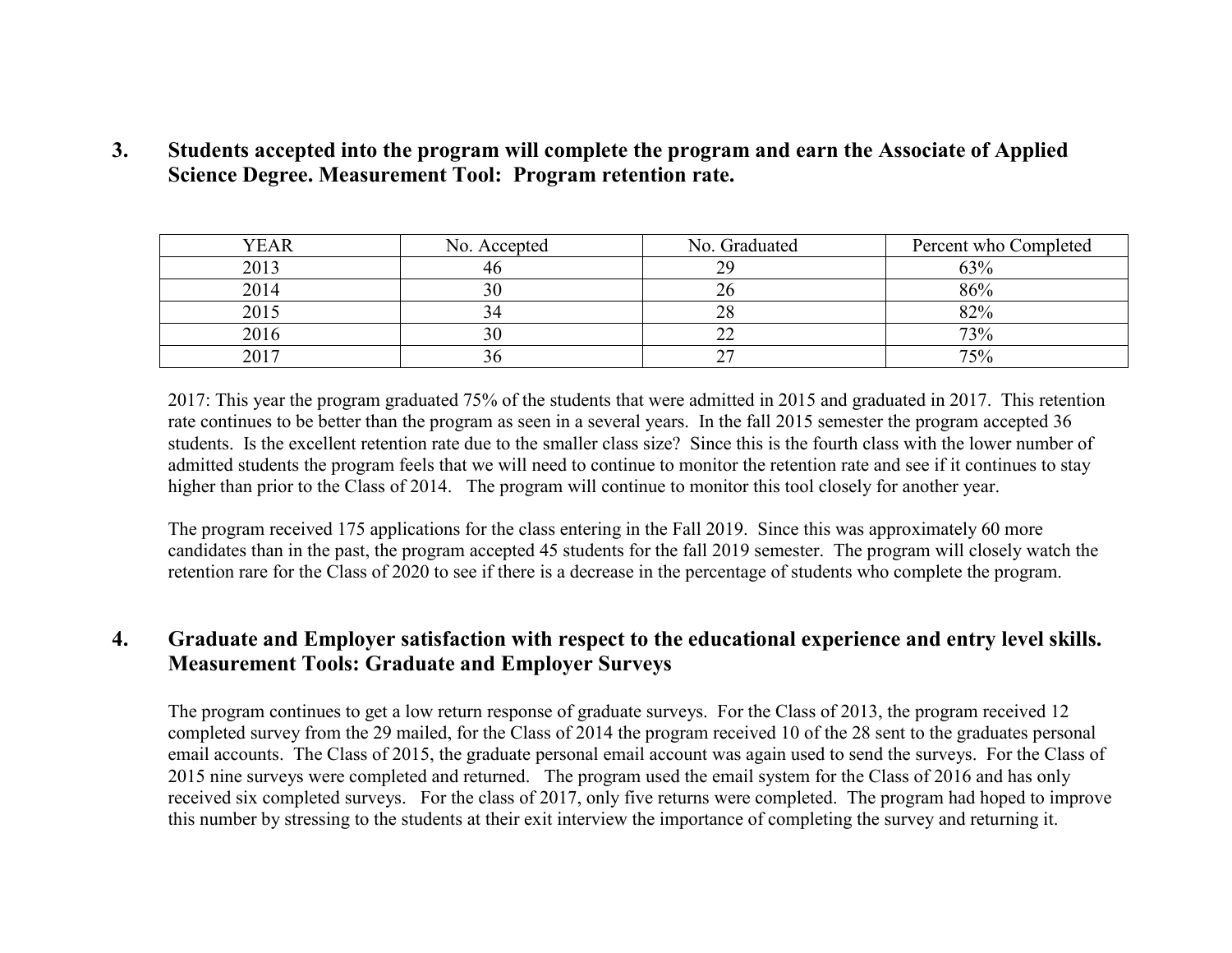### 3. Students accepted into the program will complete the program and earn the Associate of Applied Science Degree. Measurement Tool: Program retention rate.

| YEAR | No. Accepted | No. Graduated | Percent who Completed |
|---|---|---|---|
| 2013 | 46 | 29 | 63% |
| 2014 | 30 | 26 | 86% |
| 2015 | 34 | 28 | 82% |
| 2016 | 30 | 22 | 73% |
| 2017 | 36 | 27 | 75% |

2017: This year the program graduated 75% of the students that were admitted in 2015 and graduated in 2017. This retention rate continues to be better than the program as seen in a several years. In the fall 2015 semester the program accepted 36 students. Is the excellent retention rate due to the smaller class size? Since this is the fourth class with the lower number of admitted students the program feels that we will need to continue to monitor the retention rate and see if it continues to stay higher than prior to the Class of 2014. The program will continue to monitor this tool closely for another year.

The program received 175 applications for the class entering in the Fall 2019. Since this was approximately 60 more candidates than in the past, the program accepted 45 students for the fall 2019 semester. The program will closely watch the retention rare for the Class of 2020 to see if there is a decrease in the percentage of students who complete the program.

### 4. Graduate and Employer satisfaction with respect to the educational experience and entry level skills. Measurement Tools: Graduate and Employer Surveys

The program continues to get a low return response of graduate surveys. For the Class of 2013, the program received 12 completed survey from the 29 mailed, for the Class of 2014 the program received 10 of the 28 sent to the graduates personal email accounts. The Class of 2015, the graduate personal email account was again used to send the surveys. For the Class of 2015 nine surveys were completed and returned. The program used the email system for the Class of 2016 and has only received six completed surveys. For the class of 2017, only five returns were completed. The program had hoped to improve this number by stressing to the students at their exit interview the importance of completing the survey and returning it.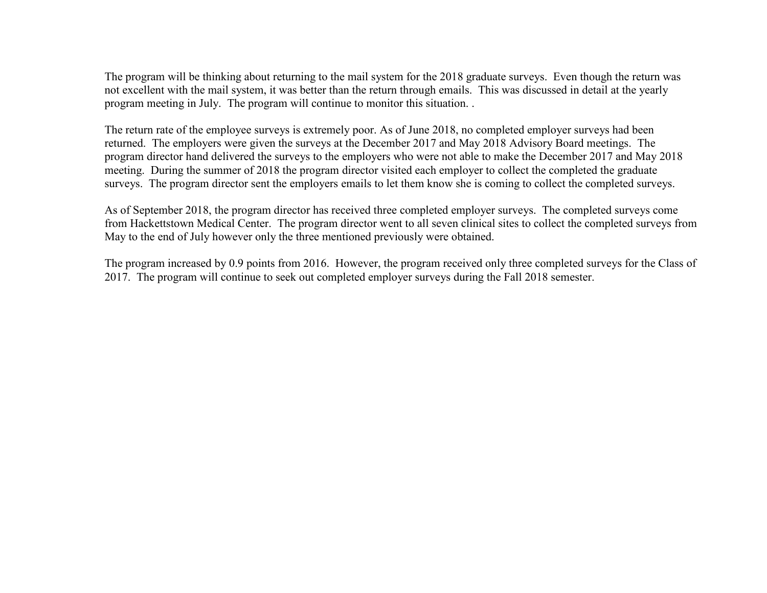The program will be thinking about returning to the mail system for the 2018 graduate surveys. Even though the return was not excellent with the mail system, it was better than the return through emails. This was discussed in detail at the yearly program meeting in July. The program will continue to monitor this situation. .

The return rate of the employee surveys is extremely poor. As of June 2018, no completed employer surveys had been returned. The employers were given the surveys at the December 2017 and May 2018 Advisory Board meetings. The program director hand delivered the surveys to the employers who were not able to make the December 2017 and May 2018 meeting. During the summer of 2018 the program director visited each employer to collect the completed the graduate surveys. The program director sent the employers emails to let them know she is coming to collect the completed surveys.

As of September 2018, the program director has received three completed employer surveys. The completed surveys come from Hackettstown Medical Center. The program director went to all seven clinical sites to collect the completed surveys from May to the end of July however only the three mentioned previously were obtained.

The program increased by 0.9 points from 2016. However, the program received only three completed surveys for the Class of 2017. The program will continue to seek out completed employer surveys during the Fall 2018 semester.